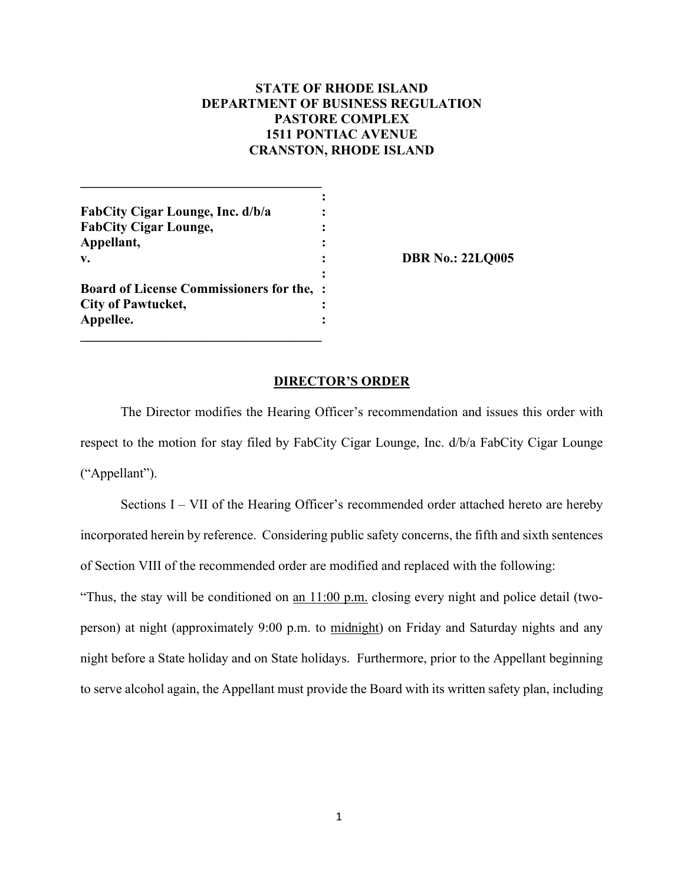**STATE OF RHODE ISLAND**
**DEPARTMENT OF BUSINESS REGULATION**
**PASTORE COMPLEX**
**1511 PONTIAC AVENUE**
**CRANSTON, RHODE ISLAND**

| | |
|---|---|
| **FabCity Cigar Lounge, Inc. d/b/a FabCity Cigar Lounge, Appellant,** | |
| **v.** | **DBR No.: 22LQ005** |
| **Board of License Commissioners for the, City of Pawtucket, Appellee.** | |

## DIRECTOR'S ORDER

The Director modifies the Hearing Officer's recommendation and issues this order with respect to the motion for stay filed by FabCity Cigar Lounge, Inc. d/b/a FabCity Cigar Lounge ("Appellant").

Sections I – VII of the Hearing Officer's recommended order attached hereto are hereby incorporated herein by reference. Considering public safety concerns, the fifth and sixth sentences of Section VIII of the recommended order are modified and replaced with the following:

"Thus, the stay will be conditioned on <u>an 11:00 p.m.</u> closing every night and police detail (two-person) at night (approximately 9:00 p.m. to <u>midnight</u>) on Friday and Saturday nights and any night before a State holiday and on State holidays. Furthermore, prior to the Appellant beginning to serve alcohol again, the Appellant must provide the Board with its written safety plan, including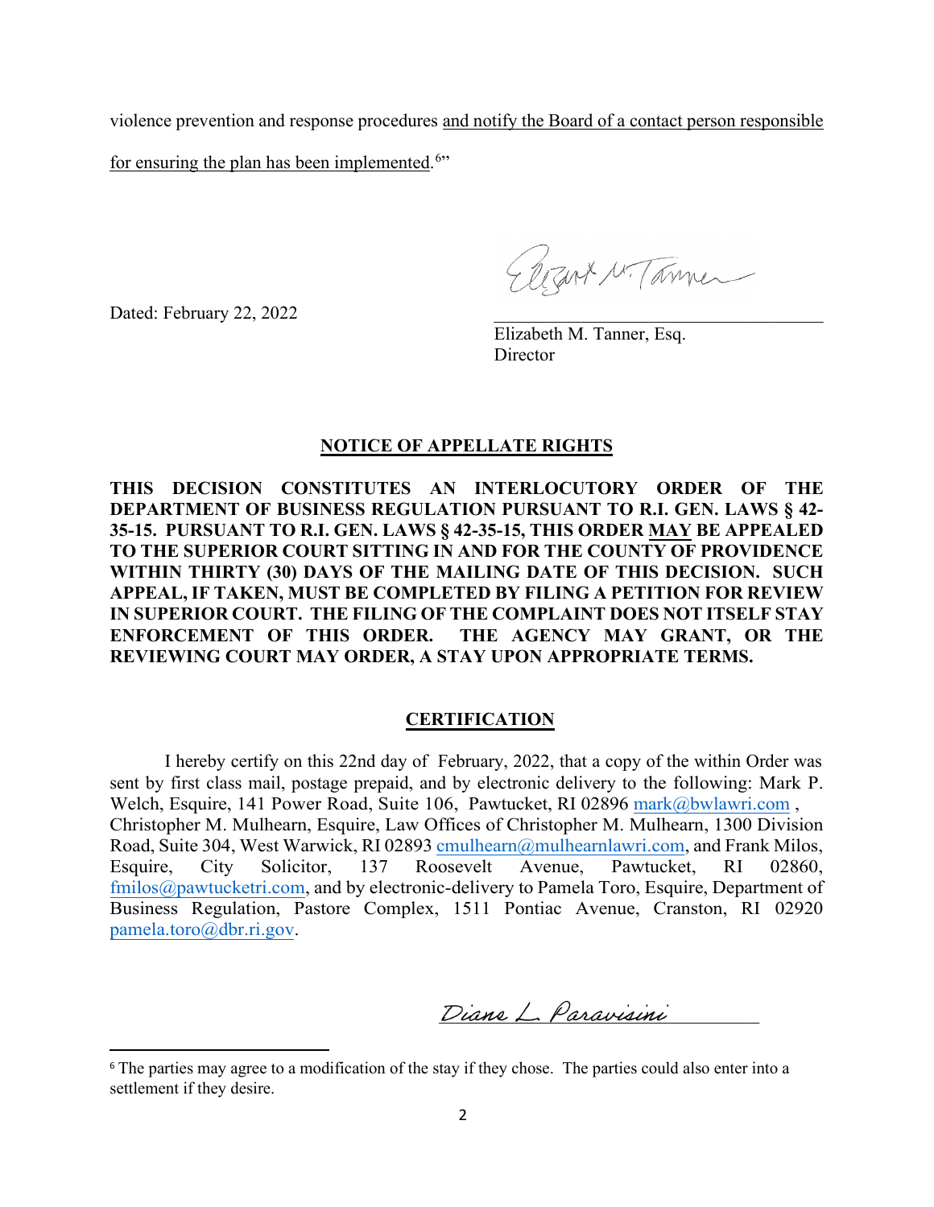violence prevention and response procedures and notify the Board of a contact person responsible for ensuring the plan has been implemented.[6]"

Dated: February 22, 2022

Elizabeth M. Tanner, Esq.
Director

## NOTICE OF APPELLATE RIGHTS

**THIS DECISION CONSTITUTES AN INTERLOCUTORY ORDER OF THE DEPARTMENT OF BUSINESS REGULATION PURSUANT TO R.I. GEN. LAWS § 42-35-15. PURSUANT TO R.I. GEN. LAWS § 42-35-15, THIS ORDER MAY BE APPEALED TO THE SUPERIOR COURT SITTING IN AND FOR THE COUNTY OF PROVIDENCE WITHIN THIRTY (30) DAYS OF THE MAILING DATE OF THIS DECISION. SUCH APPEAL, IF TAKEN, MUST BE COMPLETED BY FILING A PETITION FOR REVIEW IN SUPERIOR COURT. THE FILING OF THE COMPLAINT DOES NOT ITSELF STAY ENFORCEMENT OF THIS ORDER. THE AGENCY MAY GRANT, OR THE REVIEWING COURT MAY ORDER, A STAY UPON APPROPRIATE TERMS.**

## CERTIFICATION

I hereby certify on this 22nd day of February, 2022, that a copy of the within Order was sent by first class mail, postage prepaid, and by electronic delivery to the following: Mark P. Welch, Esquire, 141 Power Road, Suite 106, Pawtucket, RI 02896 mark@bwlawri.com , Christopher M. Mulhearn, Esquire, Law Offices of Christopher M. Mulhearn, 1300 Division Road, Suite 304, West Warwick, RI 02893 cmulhearn@mulhearnlawri.com, and Frank Milos, Esquire, City Solicitor, 137 Roosevelt Avenue, Pawtucket, RI 02860, fmilos@pawtucketri.com, and by electronic-delivery to Pamela Toro, Esquire, Department of Business Regulation, Pastore Complex, 1511 Pontiac Avenue, Cranston, RI 02920 pamela.toro@dbr.ri.gov.

Diane L. Paravisini

---

[6] The parties may agree to a modification of the stay if they chose. The parties could also enter into a settlement if they desire.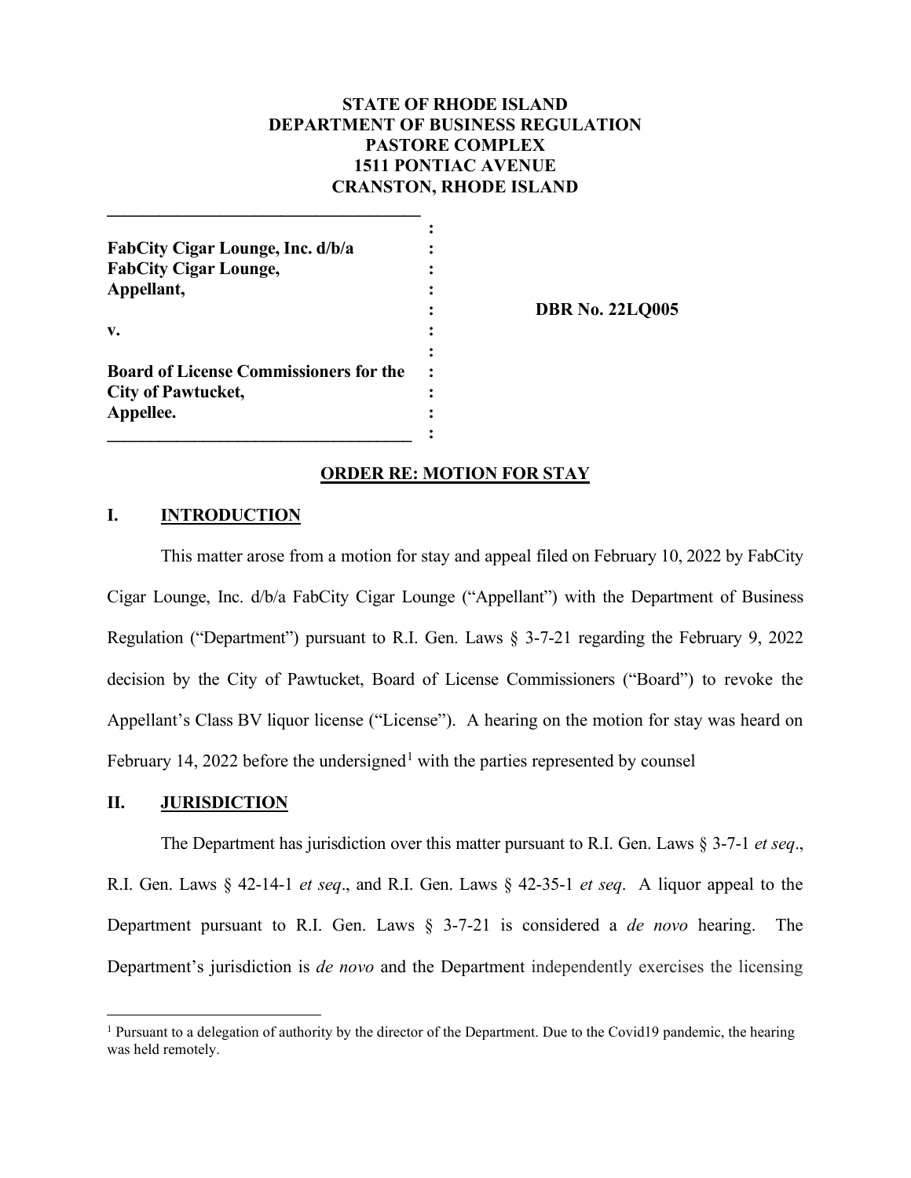**STATE OF RHODE ISLAND**
**DEPARTMENT OF BUSINESS REGULATION**
**PASTORE COMPLEX**
**1511 PONTIAC AVENUE**
**CRANSTON, RHODE ISLAND**

| | | |
|---|---|---|
| **FabCity Cigar Lounge, Inc. d/b/a FabCity Cigar Lounge, Appellant,** | : | |
| | : | **DBR No. 22LQ005** |
| **v.** | : | |
| **Board of License Commissioners for the City of Pawtucket, Appellee.** | : | |

**ORDER RE: MOTION FOR STAY**

## I. INTRODUCTION

This matter arose from a motion for stay and appeal filed on February 10, 2022 by FabCity Cigar Lounge, Inc. d/b/a FabCity Cigar Lounge ("Appellant") with the Department of Business Regulation ("Department") pursuant to R.I. Gen. Laws § 3-7-21 regarding the February 9, 2022 decision by the City of Pawtucket, Board of License Commissioners ("Board") to revoke the Appellant's Class BV liquor license ("License"). A hearing on the motion for stay was heard on February 14, 2022 before the undersigned[1] with the parties represented by counsel

## II. JURISDICTION

The Department has jurisdiction over this matter pursuant to R.I. Gen. Laws § 3-7-1 *et seq*., R.I. Gen. Laws § 42-14-1 *et seq*., and R.I. Gen. Laws § 42-35-1 *et seq*. A liquor appeal to the Department pursuant to R.I. Gen. Laws § 3-7-21 is considered a *de novo* hearing. The Department's jurisdiction is *de novo* and the Department independently exercises the licensing

[1] Pursuant to a delegation of authority by the director of the Department. Due to the Covid19 pandemic, the hearing was held remotely.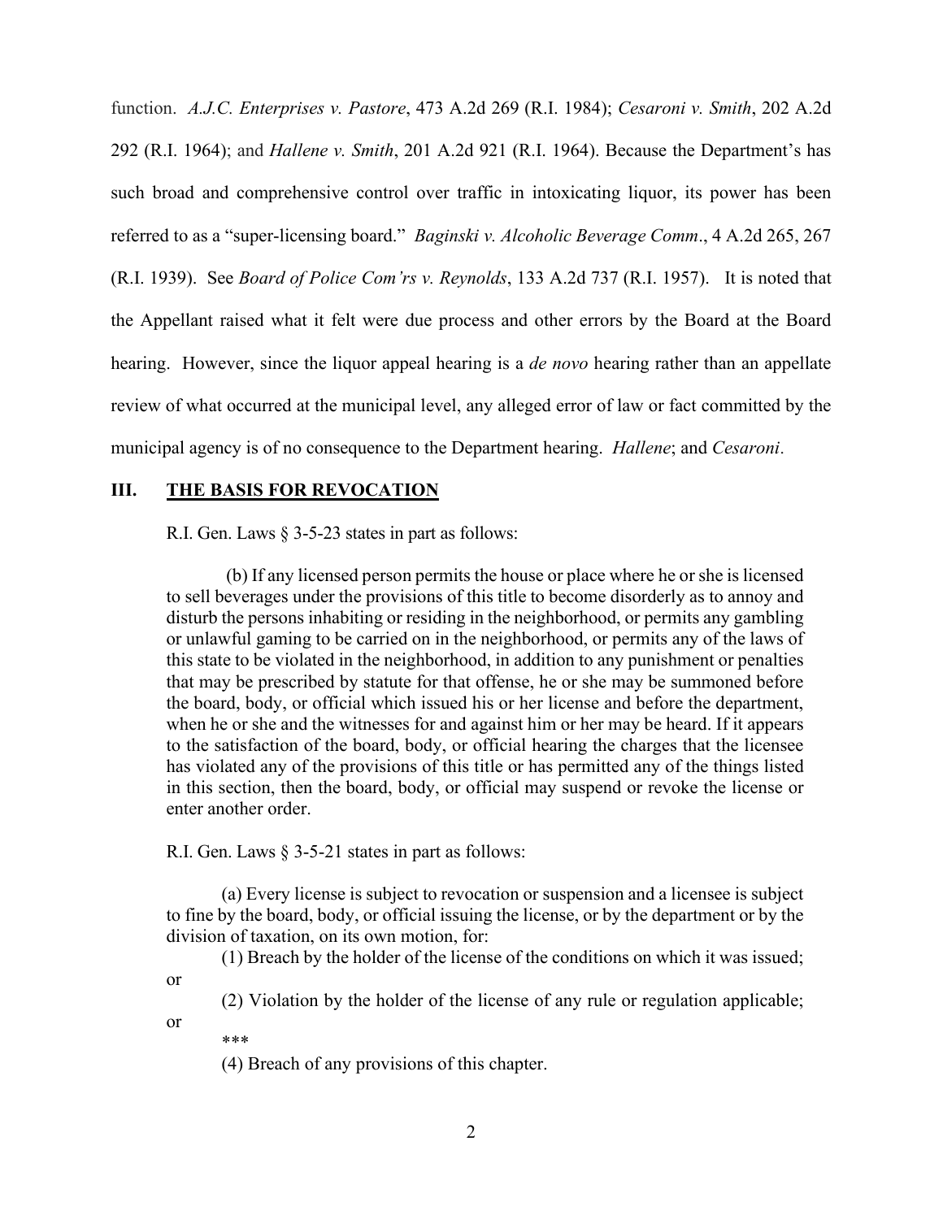function. *A.J.C. Enterprises v. Pastore*, 473 A.2d 269 (R.I. 1984); *Cesaroni v. Smith*, 202 A.2d 292 (R.I. 1964); and *Hallene v. Smith*, 201 A.2d 921 (R.I. 1964). Because the Department's has such broad and comprehensive control over traffic in intoxicating liquor, its power has been referred to as a "super-licensing board." *Baginski v. Alcoholic Beverage Comm*., 4 A.2d 265, 267 (R.I. 1939). See *Board of Police Com'rs v. Reynolds*, 133 A.2d 737 (R.I. 1957). It is noted that the Appellant raised what it felt were due process and other errors by the Board at the Board hearing. However, since the liquor appeal hearing is a *de novo* hearing rather than an appellate review of what occurred at the municipal level, any alleged error of law or fact committed by the municipal agency is of no consequence to the Department hearing. *Hallene*; and *Cesaroni*.

## III. THE BASIS FOR REVOCATION

R.I. Gen. Laws § 3-5-23 states in part as follows:

> (b) If any licensed person permits the house or place where he or she is licensed to sell beverages under the provisions of this title to become disorderly as to annoy and disturb the persons inhabiting or residing in the neighborhood, or permits any gambling or unlawful gaming to be carried on in the neighborhood, or permits any of the laws of this state to be violated in the neighborhood, in addition to any punishment or penalties that may be prescribed by statute for that offense, he or she may be summoned before the board, body, or official which issued his or her license and before the department, when he or she and the witnesses for and against him or her may be heard. If it appears to the satisfaction of the board, body, or official hearing the charges that the licensee has violated any of the provisions of this title or has permitted any of the things listed in this section, then the board, body, or official may suspend or revoke the license or enter another order.

R.I. Gen. Laws § 3-5-21 states in part as follows:

> (a) Every license is subject to revocation or suspension and a licensee is subject to fine by the board, body, or official issuing the license, or by the department or by the division of taxation, on its own motion, for:
>
> (1) Breach by the holder of the license of the conditions on which it was issued; or
>
> (2) Violation by the holder of the license of any rule or regulation applicable; or
>
> ***
>
> (4) Breach of any provisions of this chapter.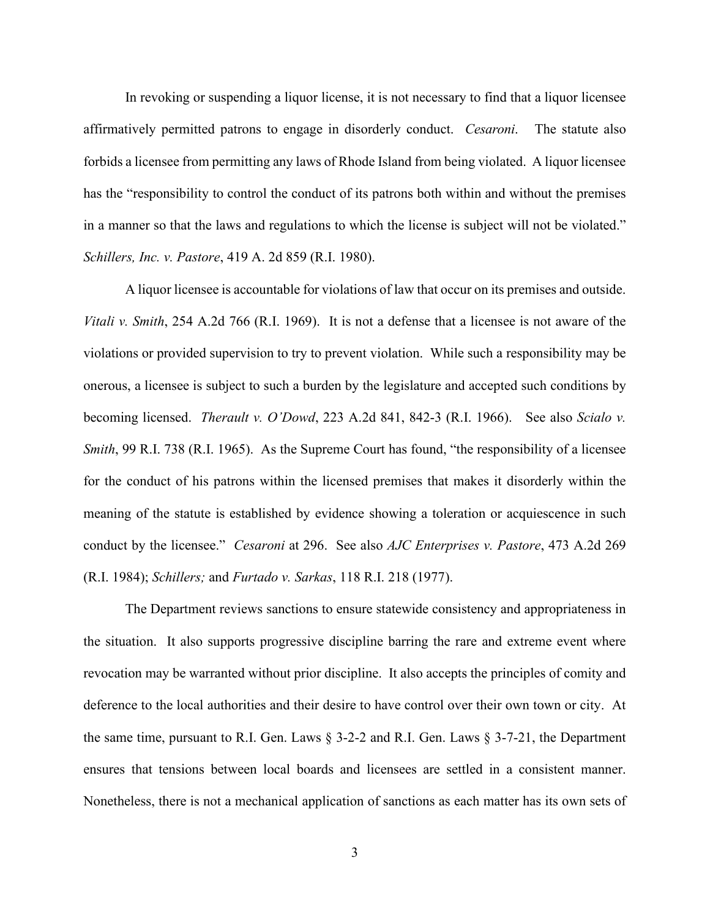In revoking or suspending a liquor license, it is not necessary to find that a liquor licensee affirmatively permitted patrons to engage in disorderly conduct. *Cesaroni*. The statute also forbids a licensee from permitting any laws of Rhode Island from being violated. A liquor licensee has the "responsibility to control the conduct of its patrons both within and without the premises in a manner so that the laws and regulations to which the license is subject will not be violated." *Schillers, Inc. v. Pastore*, 419 A. 2d 859 (R.I. 1980).

A liquor licensee is accountable for violations of law that occur on its premises and outside. *Vitali v. Smith*, 254 A.2d 766 (R.I. 1969). It is not a defense that a licensee is not aware of the violations or provided supervision to try to prevent violation. While such a responsibility may be onerous, a licensee is subject to such a burden by the legislature and accepted such conditions by becoming licensed. *Therault v. O'Dowd*, 223 A.2d 841, 842-3 (R.I. 1966). See also *Scialo v. Smith*, 99 R.I. 738 (R.I. 1965). As the Supreme Court has found, "the responsibility of a licensee for the conduct of his patrons within the licensed premises that makes it disorderly within the meaning of the statute is established by evidence showing a toleration or acquiescence in such conduct by the licensee." *Cesaroni* at 296. See also *AJC Enterprises v. Pastore*, 473 A.2d 269 (R.I. 1984); *Schillers;* and *Furtado v. Sarkas*, 118 R.I. 218 (1977).

The Department reviews sanctions to ensure statewide consistency and appropriateness in the situation. It also supports progressive discipline barring the rare and extreme event where revocation may be warranted without prior discipline. It also accepts the principles of comity and deference to the local authorities and their desire to have control over their own town or city. At the same time, pursuant to R.I. Gen. Laws § 3-2-2 and R.I. Gen. Laws § 3-7-21, the Department ensures that tensions between local boards and licensees are settled in a consistent manner. Nonetheless, there is not a mechanical application of sanctions as each matter has its own sets of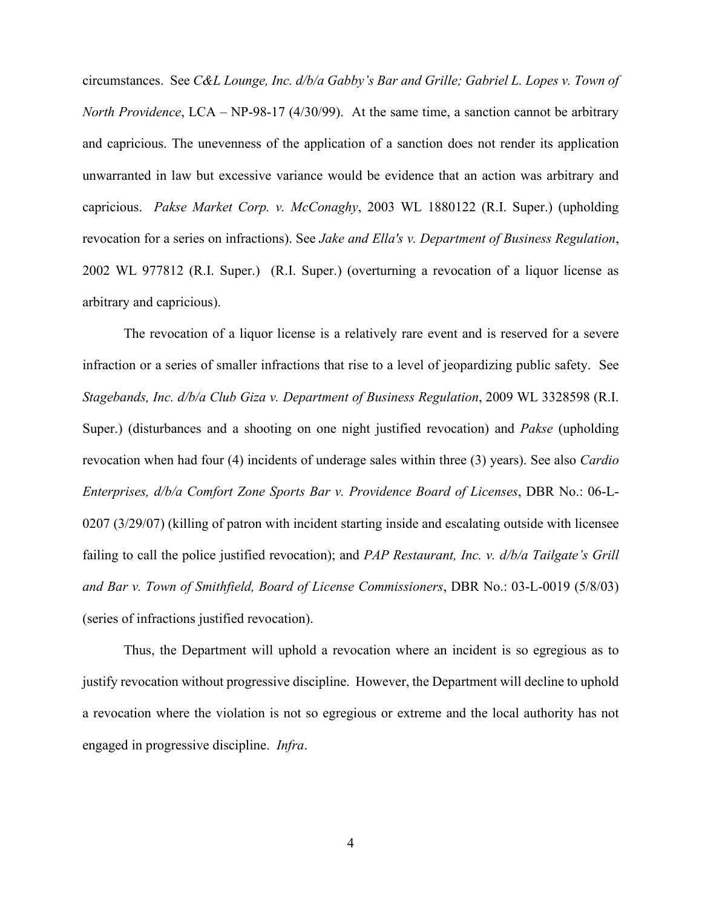circumstances. See *C&L Lounge, Inc. d/b/a Gabby's Bar and Grille; Gabriel L. Lopes v. Town of North Providence*, LCA – NP-98-17 (4/30/99). At the same time, a sanction cannot be arbitrary and capricious. The unevenness of the application of a sanction does not render its application unwarranted in law but excessive variance would be evidence that an action was arbitrary and capricious. *Pakse Market Corp. v. McConaghy*, 2003 WL 1880122 (R.I. Super.) (upholding revocation for a series on infractions). See *Jake and Ella's v. Department of Business Regulation*, 2002 WL 977812 (R.I. Super.) (R.I. Super.) (overturning a revocation of a liquor license as arbitrary and capricious).

The revocation of a liquor license is a relatively rare event and is reserved for a severe infraction or a series of smaller infractions that rise to a level of jeopardizing public safety. See *Stagebands, Inc. d/b/a Club Giza v. Department of Business Regulation*, 2009 WL 3328598 (R.I. Super.) (disturbances and a shooting on one night justified revocation) and *Pakse* (upholding revocation when had four (4) incidents of underage sales within three (3) years). See also *Cardio Enterprises, d/b/a Comfort Zone Sports Bar v. Providence Board of Licenses*, DBR No.: 06-L-0207 (3/29/07) (killing of patron with incident starting inside and escalating outside with licensee failing to call the police justified revocation); and *PAP Restaurant, Inc. v. d/b/a Tailgate's Grill and Bar v. Town of Smithfield, Board of License Commissioners*, DBR No.: 03-L-0019 (5/8/03) (series of infractions justified revocation).

Thus, the Department will uphold a revocation where an incident is so egregious as to justify revocation without progressive discipline. However, the Department will decline to uphold a revocation where the violation is not so egregious or extreme and the local authority has not engaged in progressive discipline. *Infra*.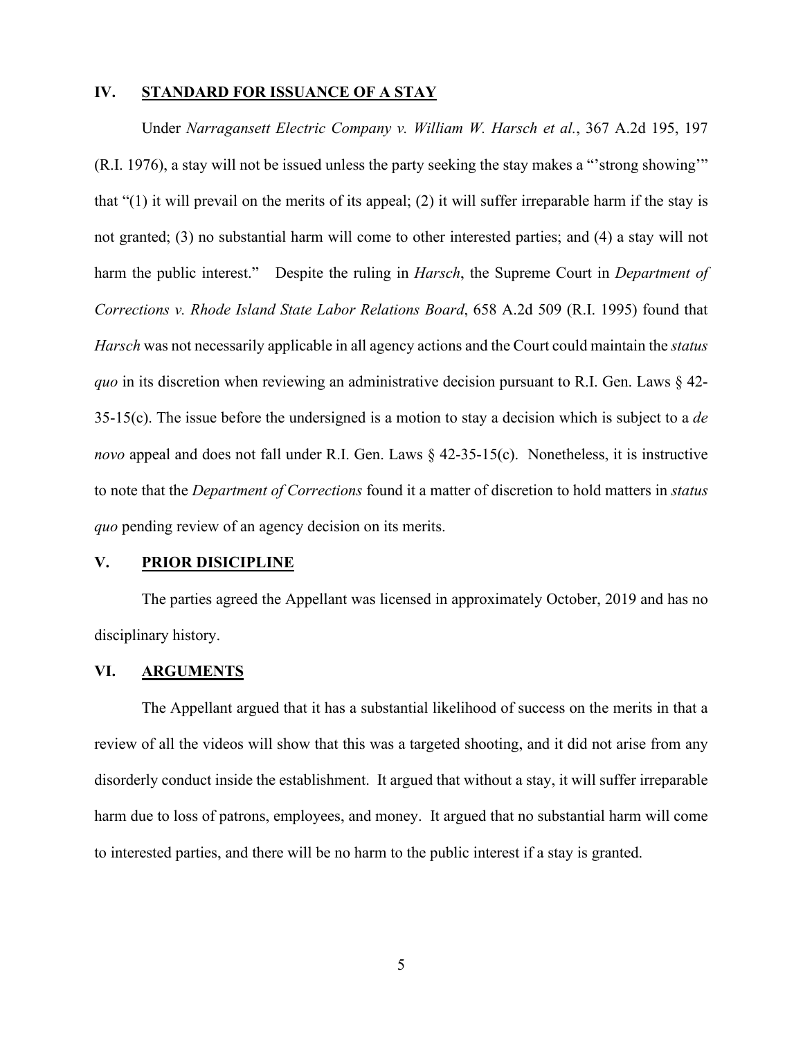## IV. STANDARD FOR ISSUANCE OF A STAY

Under *Narragansett Electric Company v. William W. Harsch et al.*, 367 A.2d 195, 197 (R.I. 1976), a stay will not be issued unless the party seeking the stay makes a "'strong showing'" that "(1) it will prevail on the merits of its appeal; (2) it will suffer irreparable harm if the stay is not granted; (3) no substantial harm will come to other interested parties; and (4) a stay will not harm the public interest." Despite the ruling in *Harsch*, the Supreme Court in *Department of Corrections v. Rhode Island State Labor Relations Board*, 658 A.2d 509 (R.I. 1995) found that *Harsch* was not necessarily applicable in all agency actions and the Court could maintain the *status quo* in its discretion when reviewing an administrative decision pursuant to R.I. Gen. Laws § 42-35-15(c). The issue before the undersigned is a motion to stay a decision which is subject to a *de novo* appeal and does not fall under R.I. Gen. Laws § 42-35-15(c). Nonetheless, it is instructive to note that the *Department of Corrections* found it a matter of discretion to hold matters in *status quo* pending review of an agency decision on its merits.

## V. PRIOR DISICIPLINE

The parties agreed the Appellant was licensed in approximately October, 2019 and has no disciplinary history.

## VI. ARGUMENTS

The Appellant argued that it has a substantial likelihood of success on the merits in that a review of all the videos will show that this was a targeted shooting, and it did not arise from any disorderly conduct inside the establishment. It argued that without a stay, it will suffer irreparable harm due to loss of patrons, employees, and money. It argued that no substantial harm will come to interested parties, and there will be no harm to the public interest if a stay is granted.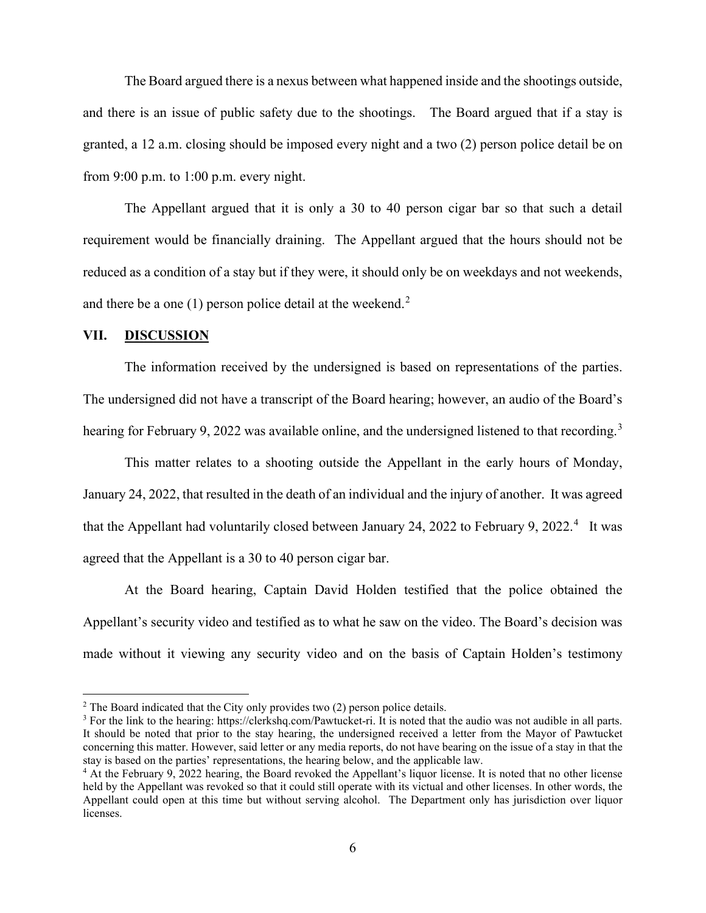The Board argued there is a nexus between what happened inside and the shootings outside, and there is an issue of public safety due to the shootings. The Board argued that if a stay is granted, a 12 a.m. closing should be imposed every night and a two (2) person police detail be on from 9:00 p.m. to 1:00 p.m. every night.

The Appellant argued that it is only a 30 to 40 person cigar bar so that such a detail requirement would be financially draining. The Appellant argued that the hours should not be reduced as a condition of a stay but if they were, it should only be on weekdays and not weekends, and there be a one (1) person police detail at the weekend.[2]

## VII. DISCUSSION

The information received by the undersigned is based on representations of the parties. The undersigned did not have a transcript of the Board hearing; however, an audio of the Board's hearing for February 9, 2022 was available online, and the undersigned listened to that recording.[3]

This matter relates to a shooting outside the Appellant in the early hours of Monday, January 24, 2022, that resulted in the death of an individual and the injury of another. It was agreed that the Appellant had voluntarily closed between January 24, 2022 to February 9, 2022.[4] It was agreed that the Appellant is a 30 to 40 person cigar bar.

At the Board hearing, Captain David Holden testified that the police obtained the Appellant's security video and testified as to what he saw on the video. The Board's decision was made without it viewing any security video and on the basis of Captain Holden's testimony

---

[2] The Board indicated that the City only provides two (2) person police details.

[3] For the link to the hearing: https://clerkshq.com/Pawtucket-ri. It is noted that the audio was not audible in all parts. It should be noted that prior to the stay hearing, the undersigned received a letter from the Mayor of Pawtucket concerning this matter. However, said letter or any media reports, do not have bearing on the issue of a stay in that the stay is based on the parties' representations, the hearing below, and the applicable law.

[4] At the February 9, 2022 hearing, the Board revoked the Appellant's liquor license. It is noted that no other license held by the Appellant was revoked so that it could still operate with its victual and other licenses. In other words, the Appellant could open at this time but without serving alcohol. The Department only has jurisdiction over liquor licenses.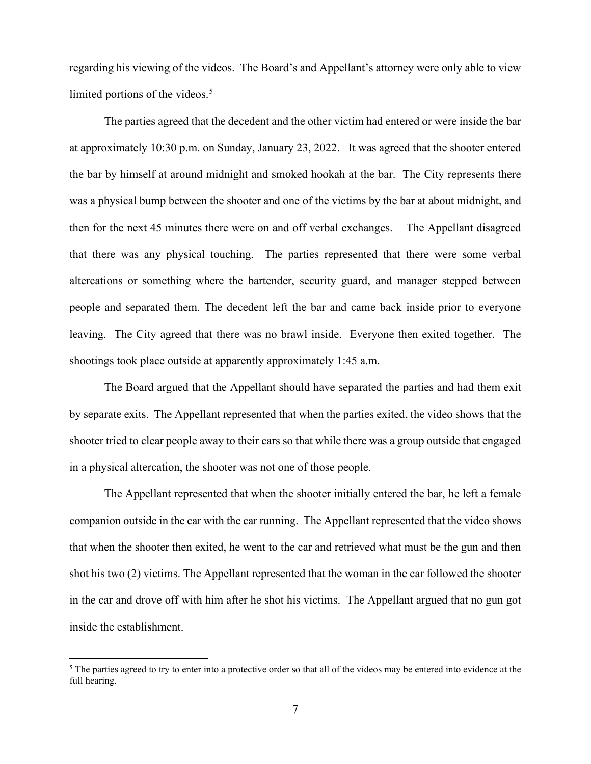regarding his viewing of the videos. The Board's and Appellant's attorney were only able to view limited portions of the videos.[5]

The parties agreed that the decedent and the other victim had entered or were inside the bar at approximately 10:30 p.m. on Sunday, January 23, 2022. It was agreed that the shooter entered the bar by himself at around midnight and smoked hookah at the bar. The City represents there was a physical bump between the shooter and one of the victims by the bar at about midnight, and then for the next 45 minutes there were on and off verbal exchanges. The Appellant disagreed that there was any physical touching. The parties represented that there were some verbal altercations or something where the bartender, security guard, and manager stepped between people and separated them. The decedent left the bar and came back inside prior to everyone leaving. The City agreed that there was no brawl inside. Everyone then exited together. The shootings took place outside at apparently approximately 1:45 a.m.

The Board argued that the Appellant should have separated the parties and had them exit by separate exits. The Appellant represented that when the parties exited, the video shows that the shooter tried to clear people away to their cars so that while there was a group outside that engaged in a physical altercation, the shooter was not one of those people.

The Appellant represented that when the shooter initially entered the bar, he left a female companion outside in the car with the car running. The Appellant represented that the video shows that when the shooter then exited, he went to the car and retrieved what must be the gun and then shot his two (2) victims. The Appellant represented that the woman in the car followed the shooter in the car and drove off with him after he shot his victims. The Appellant argued that no gun got inside the establishment.

[5] The parties agreed to try to enter into a protective order so that all of the videos may be entered into evidence at the full hearing.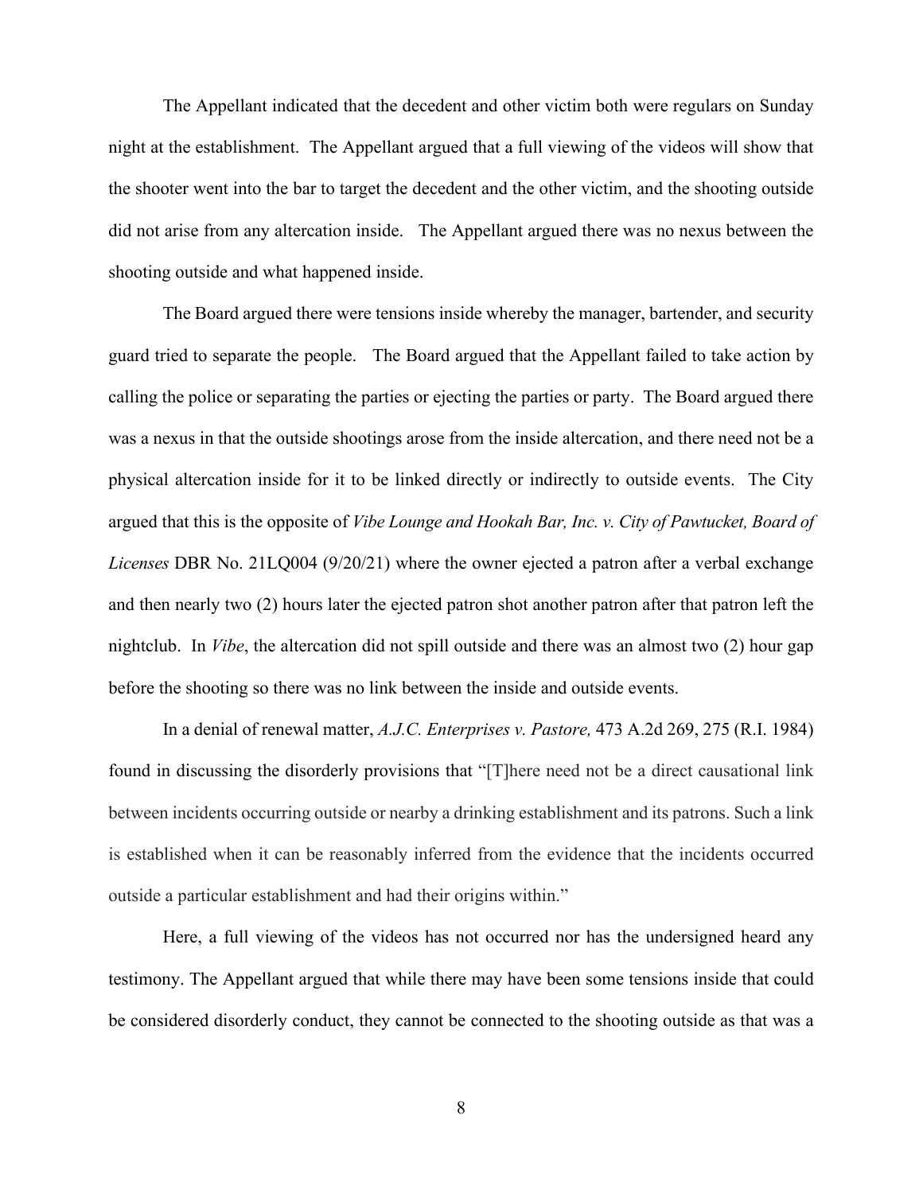The Appellant indicated that the decedent and other victim both were regulars on Sunday night at the establishment. The Appellant argued that a full viewing of the videos will show that the shooter went into the bar to target the decedent and the other victim, and the shooting outside did not arise from any altercation inside. The Appellant argued there was no nexus between the shooting outside and what happened inside.

The Board argued there were tensions inside whereby the manager, bartender, and security guard tried to separate the people. The Board argued that the Appellant failed to take action by calling the police or separating the parties or ejecting the parties or party. The Board argued there was a nexus in that the outside shootings arose from the inside altercation, and there need not be a physical altercation inside for it to be linked directly or indirectly to outside events. The City argued that this is the opposite of *Vibe Lounge and Hookah Bar, Inc. v. City of Pawtucket, Board of Licenses* DBR No. 21LQ004 (9/20/21) where the owner ejected a patron after a verbal exchange and then nearly two (2) hours later the ejected patron shot another patron after that patron left the nightclub. In *Vibe*, the altercation did not spill outside and there was an almost two (2) hour gap before the shooting so there was no link between the inside and outside events.

In a denial of renewal matter, *A.J.C. Enterprises v. Pastore,* 473 A.2d 269, 275 (R.I. 1984) found in discussing the disorderly provisions that "[T]here need not be a direct causational link between incidents occurring outside or nearby a drinking establishment and its patrons. Such a link is established when it can be reasonably inferred from the evidence that the incidents occurred outside a particular establishment and had their origins within."

Here, a full viewing of the videos has not occurred nor has the undersigned heard any testimony. The Appellant argued that while there may have been some tensions inside that could be considered disorderly conduct, they cannot be connected to the shooting outside as that was a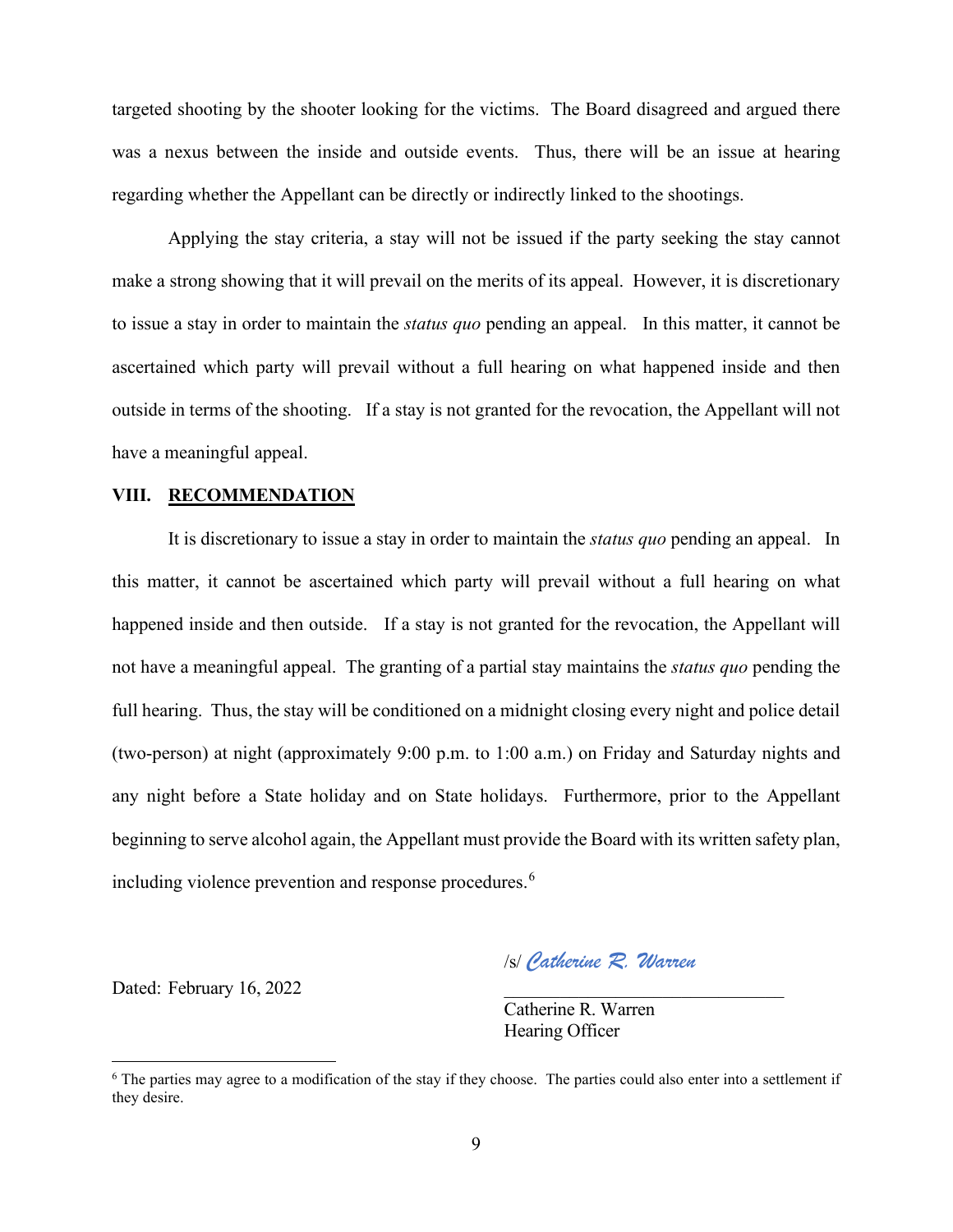targeted shooting by the shooter looking for the victims. The Board disagreed and argued there was a nexus between the inside and outside events. Thus, there will be an issue at hearing regarding whether the Appellant can be directly or indirectly linked to the shootings.

Applying the stay criteria, a stay will not be issued if the party seeking the stay cannot make a strong showing that it will prevail on the merits of its appeal. However, it is discretionary to issue a stay in order to maintain the *status quo* pending an appeal. In this matter, it cannot be ascertained which party will prevail without a full hearing on what happened inside and then outside in terms of the shooting. If a stay is not granted for the revocation, the Appellant will not have a meaningful appeal.

## VIII. RECOMMENDATION

It is discretionary to issue a stay in order to maintain the *status quo* pending an appeal. In this matter, it cannot be ascertained which party will prevail without a full hearing on what happened inside and then outside. If a stay is not granted for the revocation, the Appellant will not have a meaningful appeal. The granting of a partial stay maintains the *status quo* pending the full hearing. Thus, the stay will be conditioned on a midnight closing every night and police detail (two-person) at night (approximately 9:00 p.m. to 1:00 a.m.) on Friday and Saturday nights and any night before a State holiday and on State holidays. Furthermore, prior to the Appellant beginning to serve alcohol again, the Appellant must provide the Board with its written safety plan, including violence prevention and response procedures.[6]

Dated: February 16, 2022

/s/ *Catherine R. Warren*

Catherine R. Warren
Hearing Officer

[6] The parties may agree to a modification of the stay if they choose. The parties could also enter into a settlement if they desire.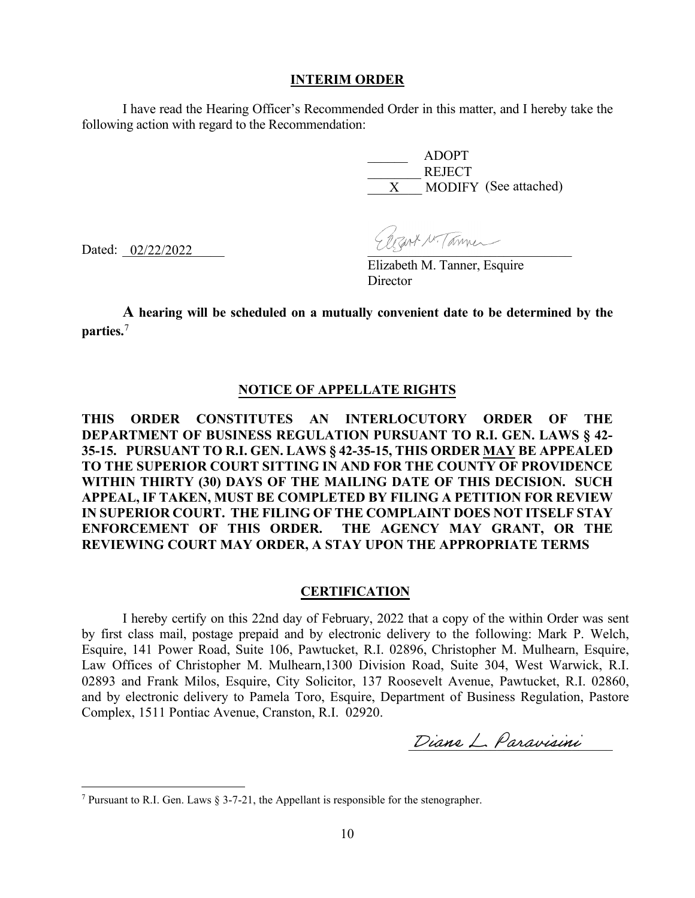## INTERIM ORDER

I have read the Hearing Officer's Recommended Order in this matter, and I hereby take the following action with regard to the Recommendation:

______ ADOPT
________ REJECT
___X___ MODIFY (See attached)

Dated: 02/22/2022

Elizabeth M. Tanner, Esquire
Director

**A hearing will be scheduled on a mutually convenient date to be determined by the parties.**[7]

## NOTICE OF APPELLATE RIGHTS

**THIS ORDER CONSTITUTES AN INTERLOCUTORY ORDER OF THE DEPARTMENT OF BUSINESS REGULATION PURSUANT TO R.I. GEN. LAWS § 42-35-15. PURSUANT TO R.I. GEN. LAWS § 42-35-15, THIS ORDER MAY BE APPEALED TO THE SUPERIOR COURT SITTING IN AND FOR THE COUNTY OF PROVIDENCE WITHIN THIRTY (30) DAYS OF THE MAILING DATE OF THIS DECISION. SUCH APPEAL, IF TAKEN, MUST BE COMPLETED BY FILING A PETITION FOR REVIEW IN SUPERIOR COURT. THE FILING OF THE COMPLAINT DOES NOT ITSELF STAY ENFORCEMENT OF THIS ORDER. THE AGENCY MAY GRANT, OR THE REVIEWING COURT MAY ORDER, A STAY UPON THE APPROPRIATE TERMS**

## CERTIFICATION

I hereby certify on this 22nd day of February, 2022 that a copy of the within Order was sent by first class mail, postage prepaid and by electronic delivery to the following: Mark P. Welch, Esquire, 141 Power Road, Suite 106, Pawtucket, R.I. 02896, Christopher M. Mulhearn, Esquire, Law Offices of Christopher M. Mulhearn,1300 Division Road, Suite 304, West Warwick, R.I. 02893 and Frank Milos, Esquire, City Solicitor, 137 Roosevelt Avenue, Pawtucket, R.I. 02860, and by electronic delivery to Pamela Toro, Esquire, Department of Business Regulation, Pastore Complex, 1511 Pontiac Avenue, Cranston, R.I. 02920.

Diane L. Paravisini

[7] Pursuant to R.I. Gen. Laws § 3-7-21, the Appellant is responsible for the stenographer.